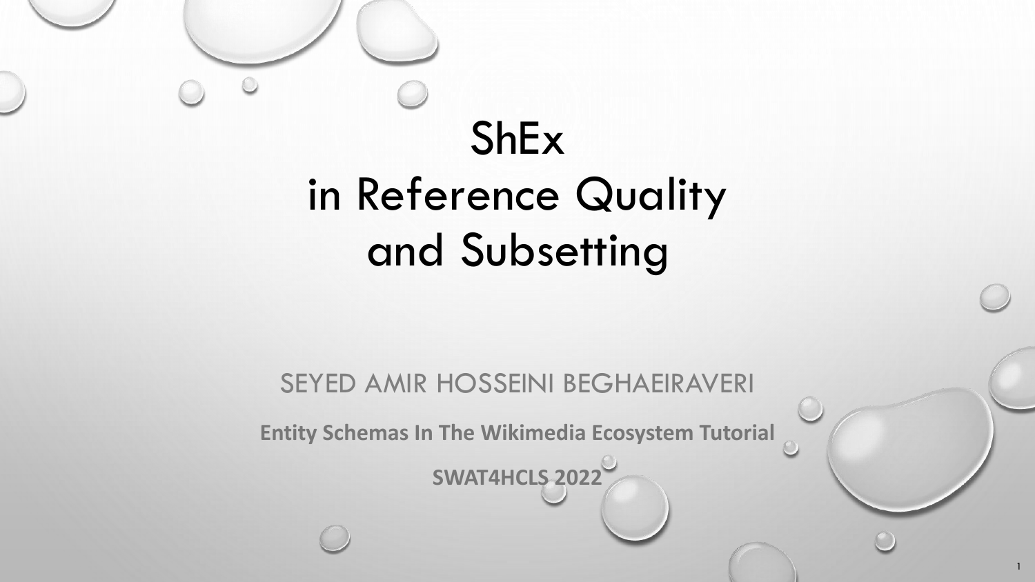# ShEx in Reference Quality and Subsetting

SEYED AMIR HOSSEINI BEGHAEIRAVERI

**Entity Schemas In The Wikimedia Ecosystem Tutorial**

**SWAT4HCLS 2022**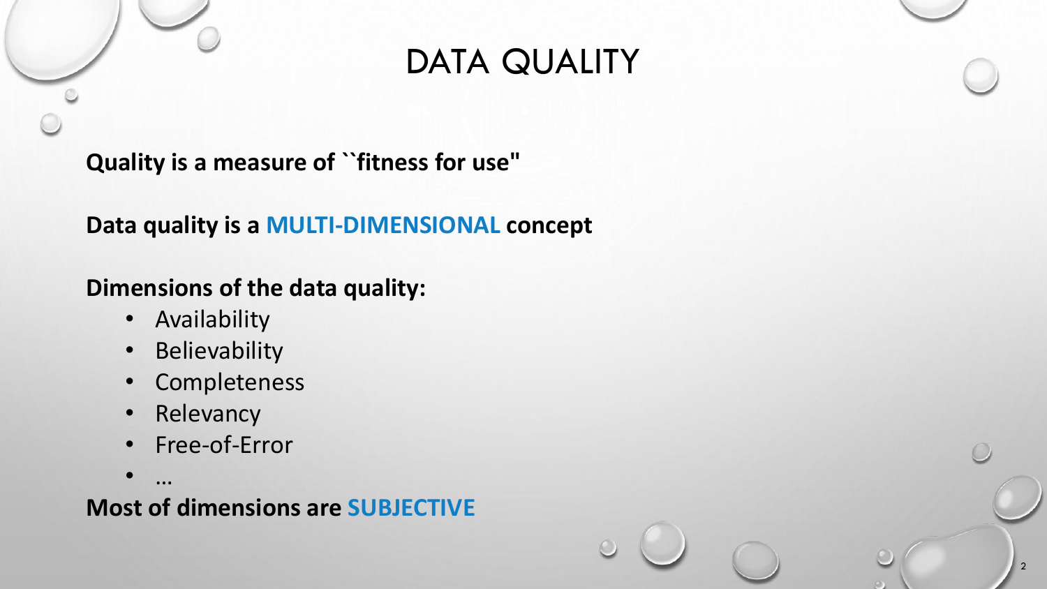# DATA QUALITY

**Quality is a measure of ``fitness for use"**

**Data quality is a MULTI-DIMENSIONAL concept**

**Dimensions of the data quality:**

- Availability
- Believability
- Completeness
- Relevancy
- Free-of-Error
- …

**Most of dimensions are SUBJECTIVE**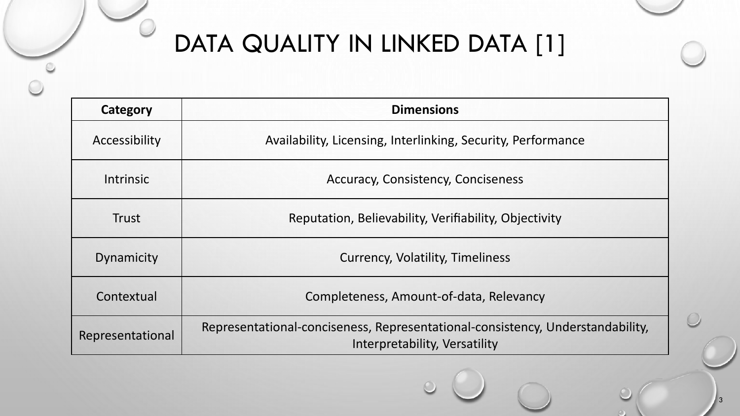# DATA QUALITY IN LINKED DATA [1]

| Category | Dimensions |
| --- | --- |
| Accessibility | Availability, Licensing, Interlinking, Security, Performance |
| Intrinsic | Accuracy, Consistency, Conciseness |
| Trust | Reputation, Believability, Verifiability, Objectivity |
| Dynamicity | Currency, Volatility, Timeliness |
| Contextual | Completeness, Amount-of-data, Relevancy |
| Representational | Representational-conciseness, Representational-consistency, Understandability, Interpretability, Versatility |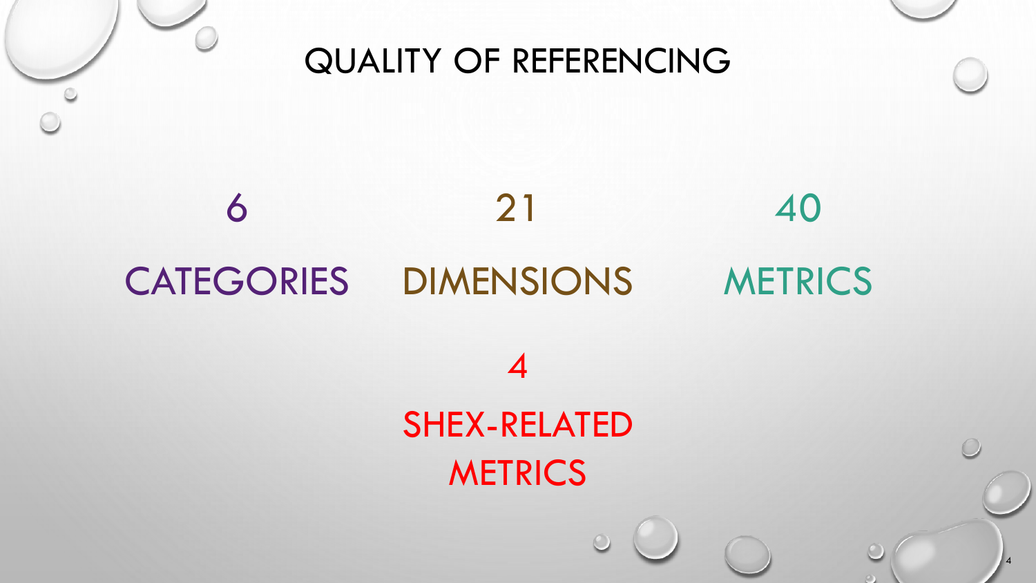# QUALITY OF REFERENCING

6

CATEGORIES

21

DIMENSIONS

40

METRICS

4

SHEX-RELATED METRICS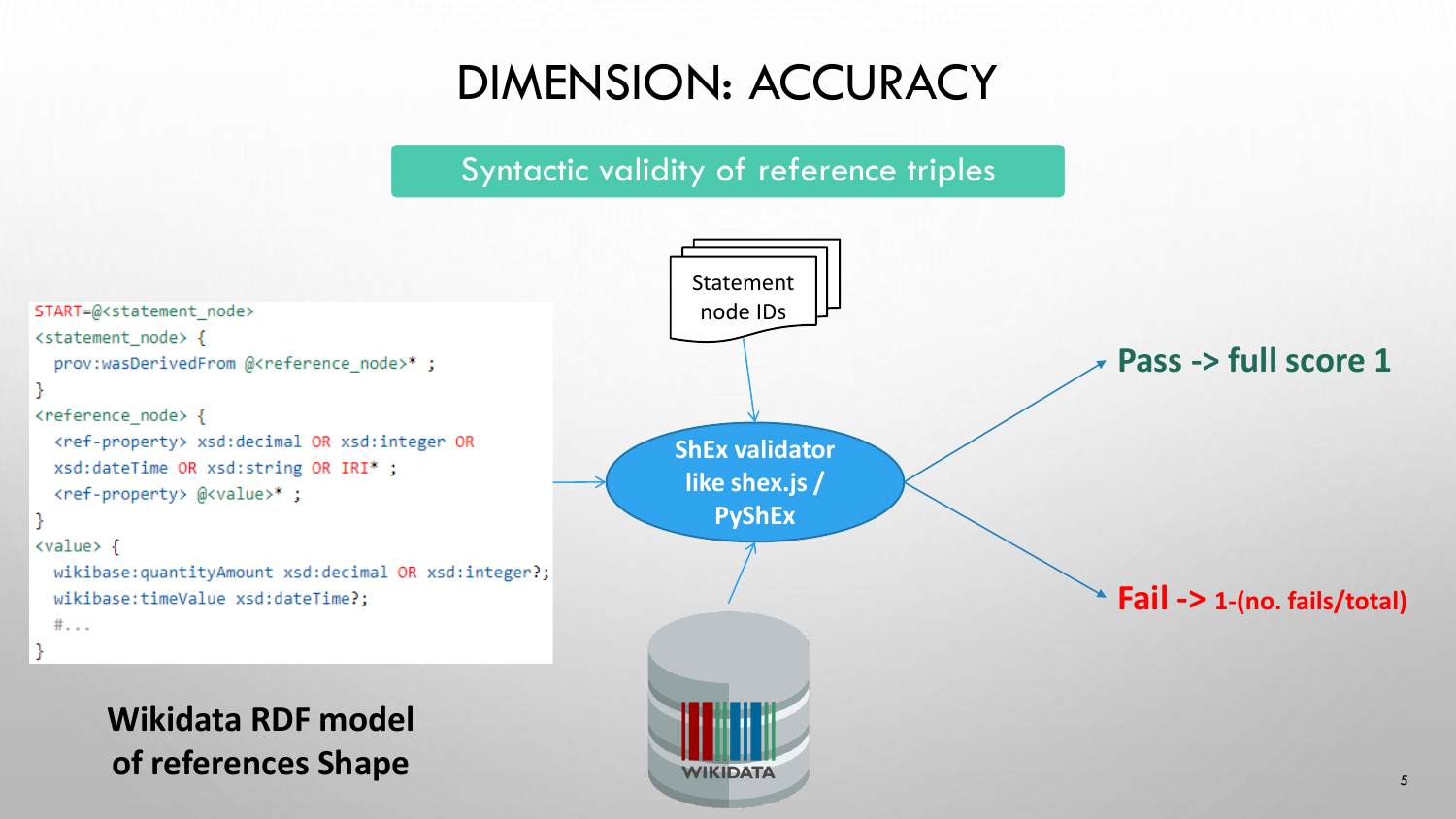# DIMENSION: ACCURACY

## Syntactic validity of reference triples

```
START=@<statement_node>
<statement_node> {
  prov:wasDerivedFrom @<reference_node>* ;
}
<reference_node> {
  <ref-property> xsd:decimal OR xsd:integer OR
  xsd:dateTime OR xsd:string OR IRI* ;
  <ref-property> @<value>* ;
}
<value> {
  wikibase:quantityAmount xsd:decimal OR xsd:integer?;
  wikibase:timeValue xsd:dateTime?;
  #...
}
```

**Wikidata RDF model of references Shape**

Statement node IDs

**ShEx validator like shex.js / PyShEx**

WIKIDATA

**Pass -> full score 1**

**Fail -> 1-(no. fails/total)**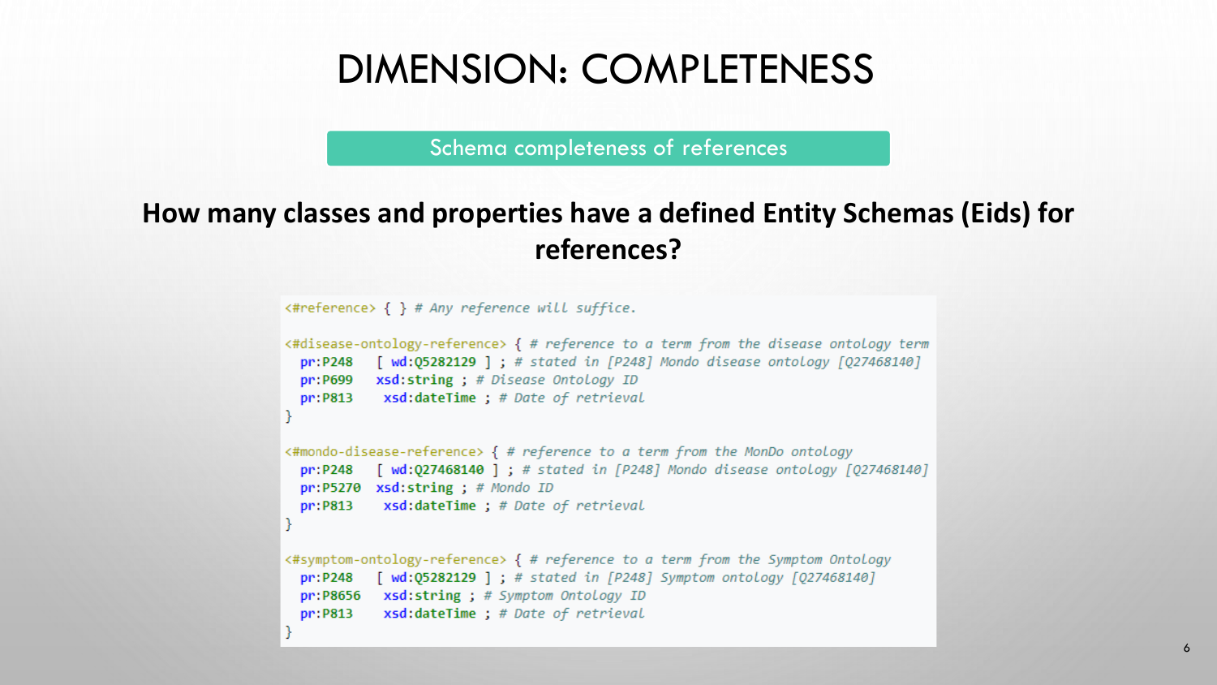# DIMENSION: COMPLETENESS

Schema completeness of references

**How many classes and properties have a defined Entity Schemas (Eids) for references?**

```
<#reference> { } # Any reference will suffice.

<#disease-ontology-reference> { # reference to a term from the disease ontology term
  pr:P248   [ wd:Q5282129 ] ; # stated in [P248] Mondo disease ontology [Q27468140]
  pr:P699   xsd:string ; # Disease Ontology ID
  pr:P813    xsd:dateTime ; # Date of retrieval
}

<#mondo-disease-reference> { # reference to a term from the MonDo ontology
  pr:P248   [ wd:Q27468140 ] ; # stated in [P248] Mondo disease ontology [Q27468140]
  pr:P5270  xsd:string ; # Mondo ID
  pr:P813    xsd:dateTime ; # Date of retrieval
}

<#symptom-ontology-reference> { # reference to a term from the Symptom Ontology
  pr:P248   [ wd:Q5282129 ] ; # stated in [P248] Symptom ontology [Q27468140]
  pr:P8656   xsd:string ; # Symptom Ontology ID
  pr:P813    xsd:dateTime ; # Date of retrieval
}
```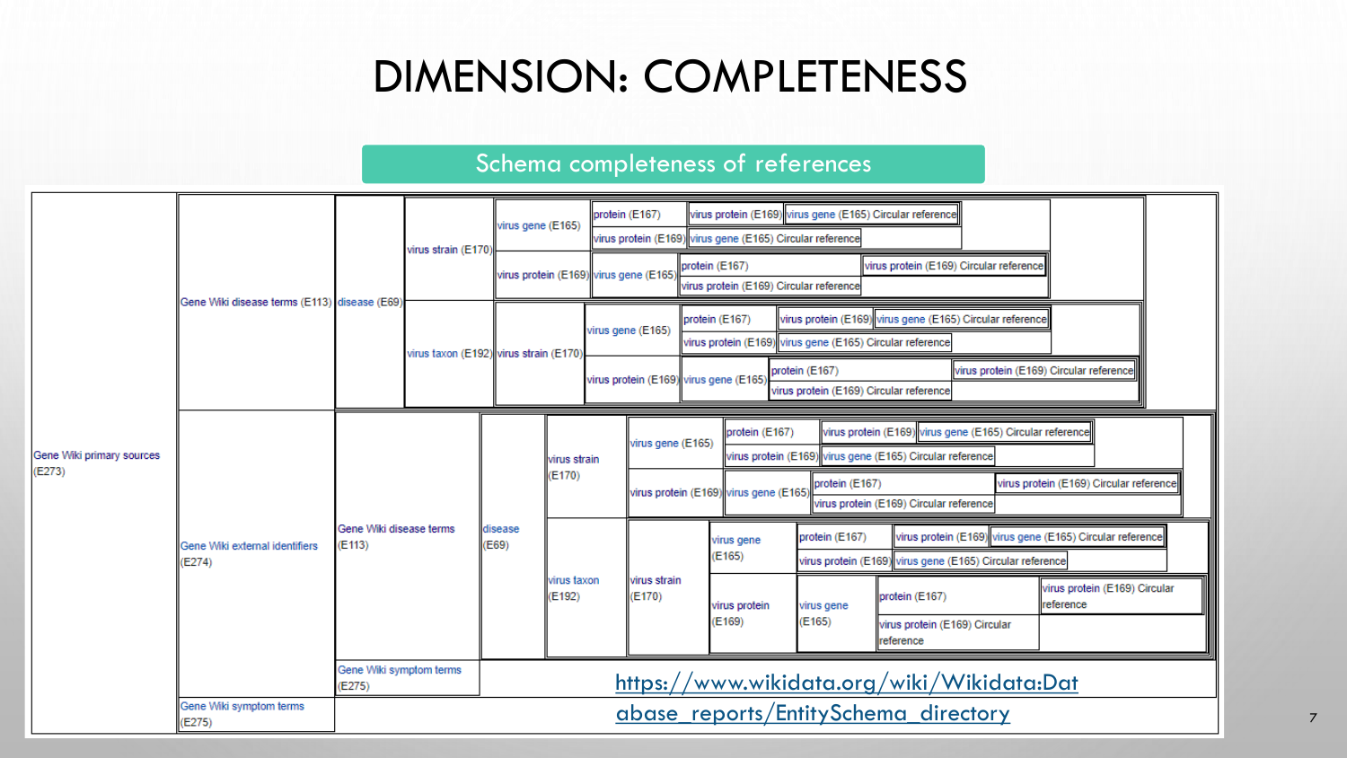# DIMENSION: COMPLETENESS

## Schema completeness of references

- Gene Wiki primary sources (E273)
  - Gene Wiki disease terms (E113)
    - disease (E69)
      - virus strain (E170)
        - virus gene (E165)
          - protein (E167)
            - virus protein (E169)
              - virus gene (E165) Circular reference
          - virus protein (E169)
            - virus gene (E165) Circular reference
        - virus protein (E169)
          - virus gene (E165)
            - protein (E167)
              - virus protein (E169) Circular reference
            - virus protein (E169) Circular reference
      - virus taxon (E192)
        - virus strain (E170)
          - virus gene (E165)
            - protein (E167)
              - virus protein (E169)
                - virus gene (E165) Circular reference
            - virus protein (E169)
              - virus gene (E165) Circular reference
          - virus protein (E169)
            - virus gene (E165)
              - protein (E167)
                - virus protein (E169) Circular reference
              - virus protein (E169) Circular reference
  - Gene Wiki external identifiers (E274)
    - Gene Wiki disease terms (E113)
      - disease (E69)
        - virus strain (E170)
          - virus gene (E165)
            - protein (E167)
              - virus protein (E169)
                - virus gene (E165) Circular reference
            - virus protein (E169)
              - virus gene (E165) Circular reference
          - virus protein (E169)
            - virus gene (E165)
              - protein (E167)
                - virus protein (E169) Circular reference
              - virus protein (E169) Circular reference
        - virus taxon (E192)
          - virus strain (E170)
            - virus gene (E165)
              - protein (E167)
                - virus protein (E169)
                  - virus gene (E165) Circular reference
              - virus protein (E169)
                - virus gene (E165) Circular reference
            - virus protein (E169)
              - virus gene (E165)
                - protein (E167)
                  - virus protein (E169) Circular reference
                - virus protein (E169) Circular reference
    - Gene Wiki symptom terms (E275)
  - Gene Wiki symptom terms (E275)

https://www.wikidata.org/wiki/Wikidata:Database_reports/EntitySchema_directory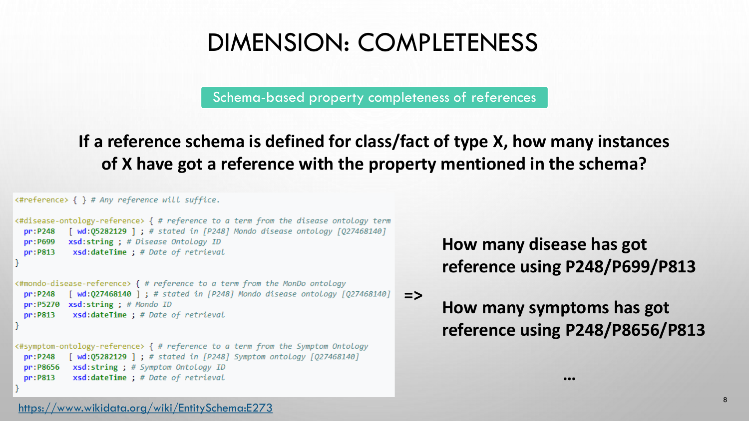# DIMENSION: COMPLETENESS

Schema-based property completeness of references

**If a reference schema is defined for class/fact of type X, how many instances of X have got a reference with the property mentioned in the schema?**

```
<#reference> { } # Any reference will suffice.

<#disease-ontology-reference> { # reference to a term from the disease ontology term
  pr:P248   [ wd:Q5282129 ] ; # stated in [P248] Mondo disease ontology [Q27468140]
  pr:P699   xsd:string ; # Disease Ontology ID
  pr:P813    xsd:dateTime ; # Date of retrieval
}

<#mondo-disease-reference> { # reference to a term from the MonDo ontology
  pr:P248   [ wd:Q27468140 ] ; # stated in [P248] Mondo disease ontology [Q27468140]
  pr:P5270  xsd:string ; # Mondo ID
  pr:P813    xsd:dateTime ; # Date of retrieval
}

<#symptom-ontology-reference> { # reference to a term from the Symptom Ontology
  pr:P248   [ wd:Q5282129 ] ; # stated in [P248] Symptom ontology [Q27468140]
  pr:P8656   xsd:string ; # Symptom Ontology ID
  pr:P813    xsd:dateTime ; # Date of retrieval
}
```

https://www.wikidata.org/wiki/EntitySchema:E273

=>

**How many disease has got reference using P248/P699/P813**

**How many symptoms has got reference using P248/P8656/P813**

**...**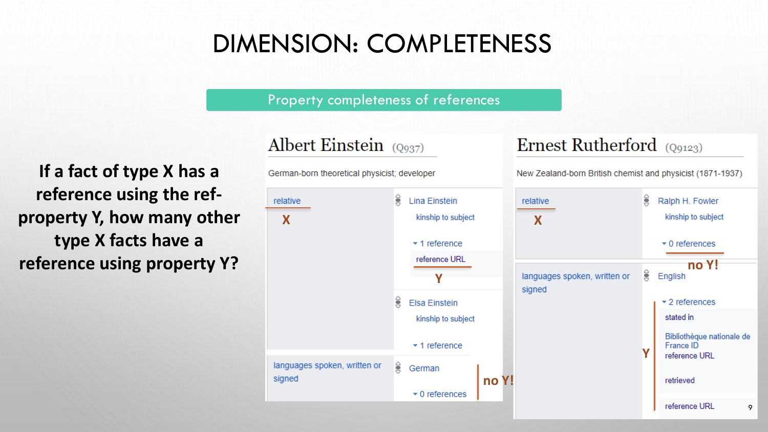# DIMENSION: COMPLETENESS

## Property completeness of references

**If a fact of type X has a reference using the ref-property Y, how many other type X facts have a reference using property Y?**

**Albert Einstein** (Q937)

German-born theoretical physicist; developer

- relative (X)
  - Lina Einstein
    - kinship to subject
    - 1 reference
      - reference URL (Y)
  - Elsa Einstein
    - kinship to subject
    - 1 reference
- languages spoken, written or signed
  - German
    - 0 references (no Y!)

**Ernest Rutherford** (Q9123)

New Zealand-born British chemist and physicist (1871-1937)

- relative (X)
  - Ralph H. Fowler
    - kinship to subject
    - 0 references (no Y!)
- languages spoken, written or signed
  - English
    - 2 references (Y)
      - stated in
      - Bibliothèque nationale de France ID
      - reference URL
      - retrieved
      - reference URL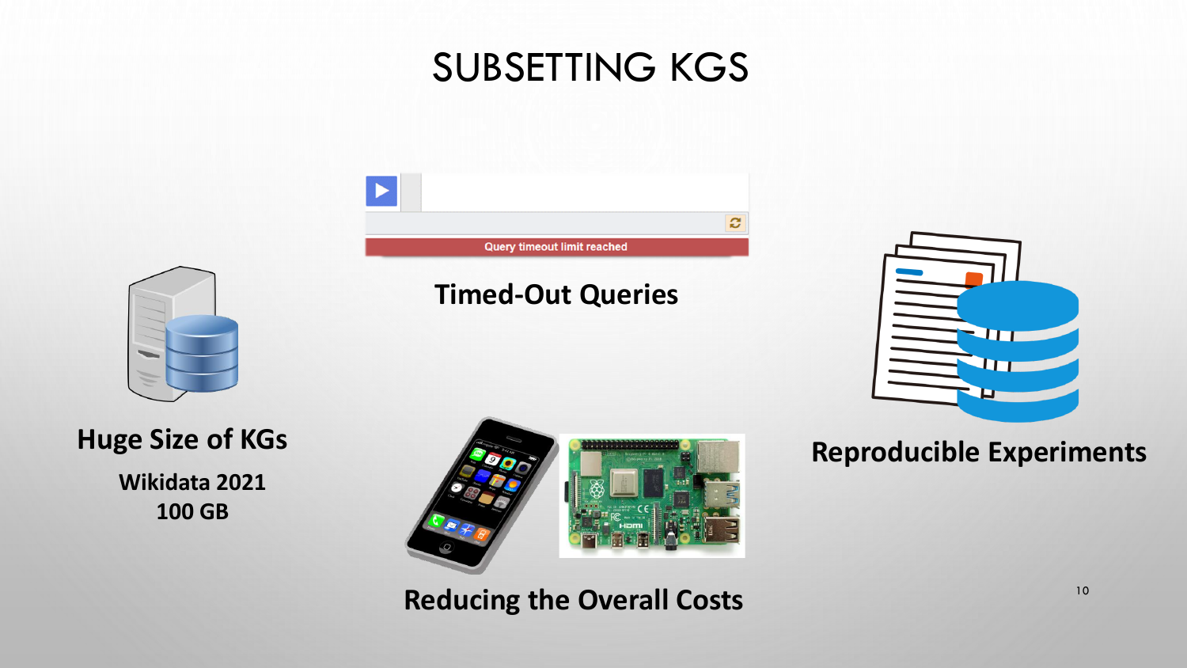# SUBSETTING KGS

Query timeout limit reached

**Timed-Out Queries**

**Huge Size of KGs**

**Wikidata 2021**
**100 GB**

**Reproducible Experiments**

**Reducing the Overall Costs**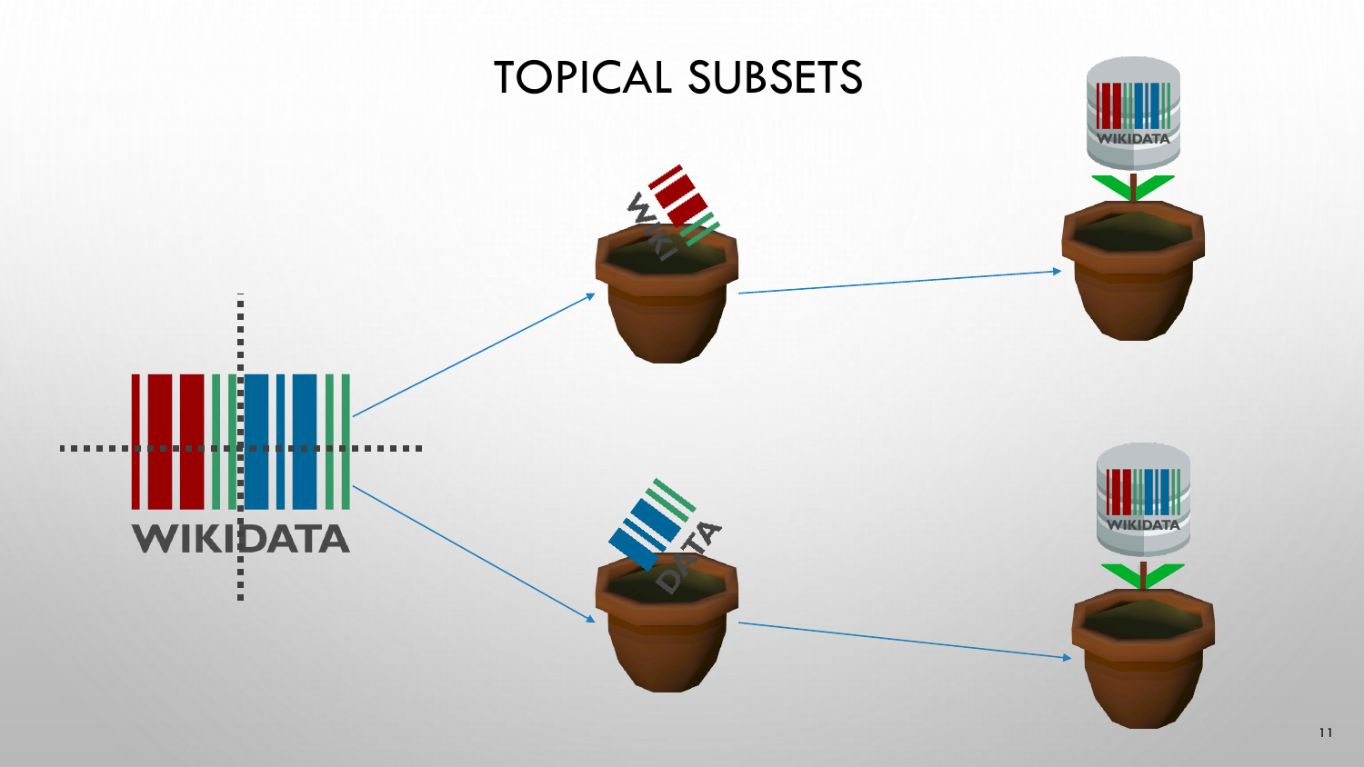# TOPICAL SUBSETS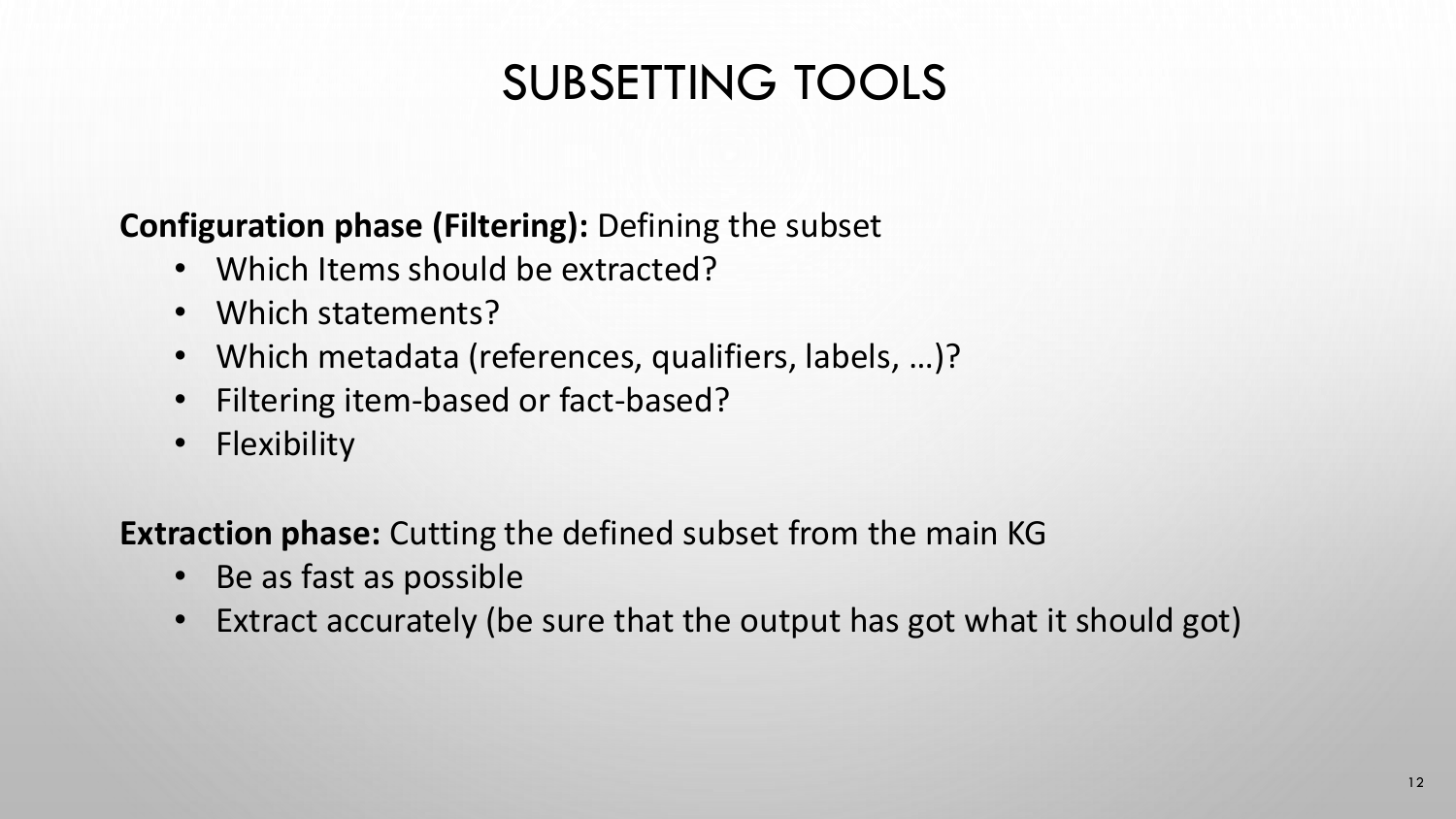# SUBSETTING TOOLS

**Configuration phase (Filtering):** Defining the subset

- Which Items should be extracted?
- Which statements?
- Which metadata (references, qualifiers, labels, …)?
- Filtering item-based or fact-based?
- Flexibility

**Extraction phase:** Cutting the defined subset from the main KG

- Be as fast as possible
- Extract accurately (be sure that the output has got what it should got)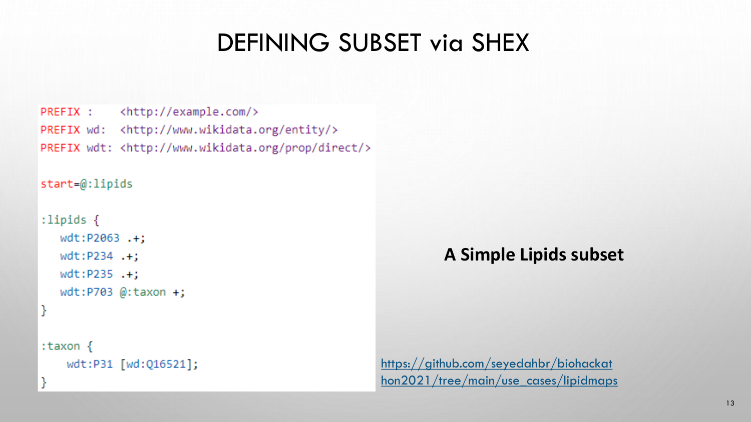# DEFINING SUBSET via SHEX

```
PREFIX :    <http://example.com/>
PREFIX wd:  <http://www.wikidata.org/entity/>
PREFIX wdt: <http://www.wikidata.org/prop/direct/>

start=@:lipids

:lipids {
   wdt:P2063 .+;
   wdt:P234 .+;
   wdt:P235 .+;
   wdt:P703 @:taxon +;
}

:taxon {
    wdt:P31 [wd:Q16521];
}
```

**A Simple Lipids subset**

https://github.com/seyedahbr/biohackathon2021/tree/main/use_cases/lipidmaps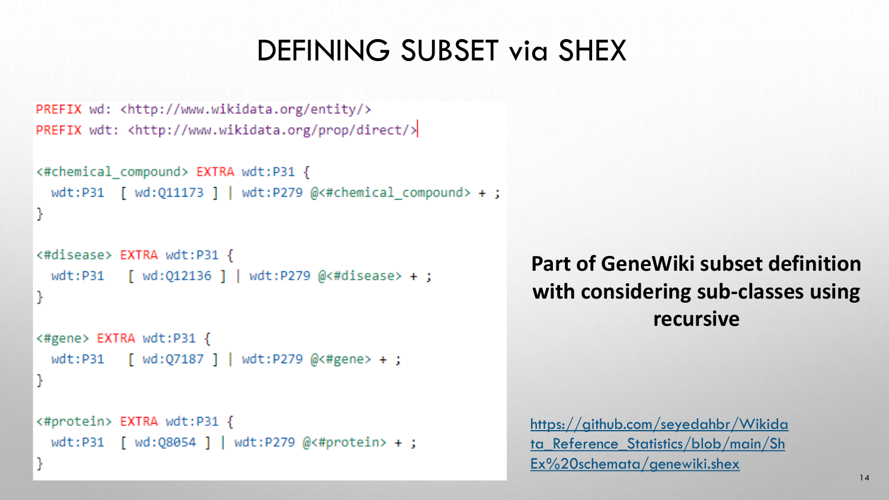# DEFINING SUBSET via SHEX

```
PREFIX wd: <http://www.wikidata.org/entity/>
PREFIX wdt: <http://www.wikidata.org/prop/direct/>

<#chemical_compound> EXTRA wdt:P31 {
  wdt:P31  [ wd:Q11173 ] | wdt:P279 @<#chemical_compound> + ;
}

<#disease> EXTRA wdt:P31 {
  wdt:P31   [ wd:Q12136 ] | wdt:P279 @<#disease> + ;
}

<#gene> EXTRA wdt:P31 {
  wdt:P31   [ wd:Q7187 ] | wdt:P279 @<#gene> + ;
}

<#protein> EXTRA wdt:P31 {
  wdt:P31  [ wd:Q8054 ] | wdt:P279 @<#protein> + ;
}
```

**Part of GeneWiki subset definition with considering sub-classes using recursive**

https://github.com/seyedahbr/Wikidata_Reference_Statistics/blob/main/ShEx%20schemata/genewiki.shex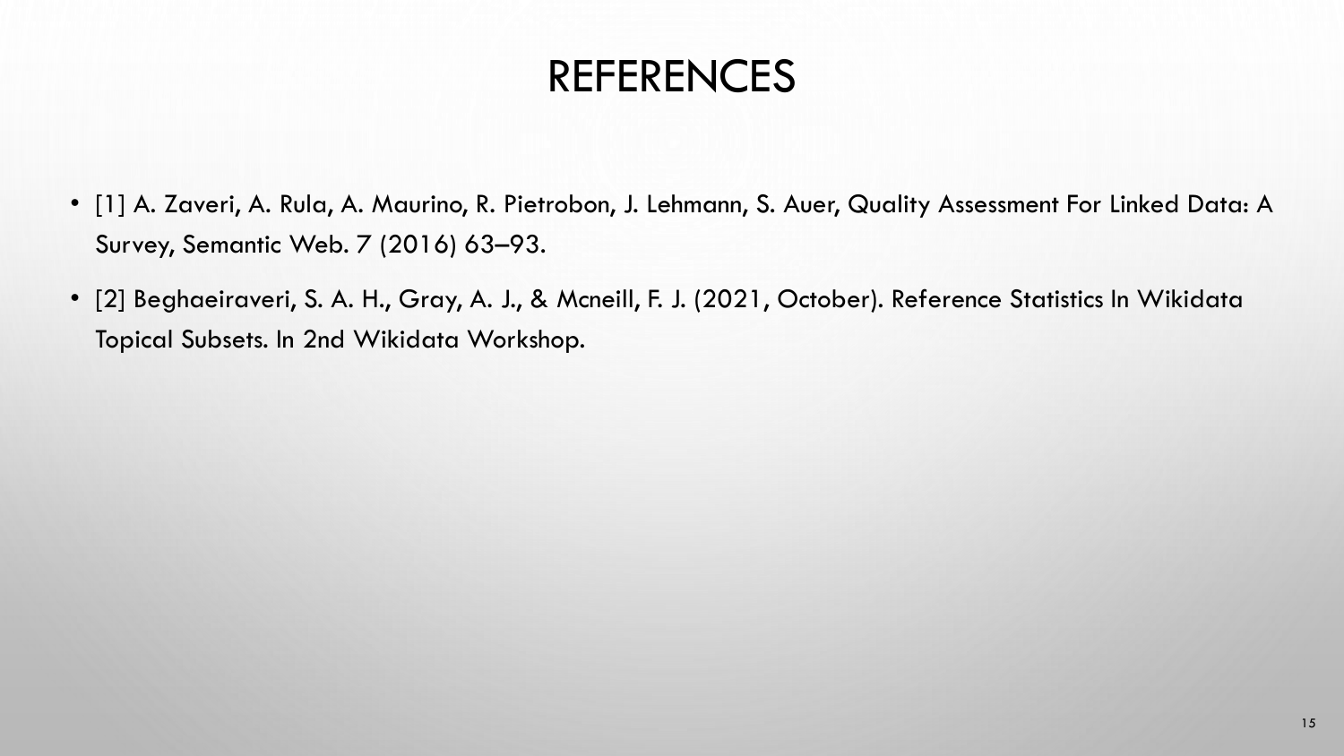# REFERENCES

- [1] A. Zaveri, A. Rula, A. Maurino, R. Pietrobon, J. Lehmann, S. Auer, Quality Assessment For Linked Data: A Survey, Semantic Web. 7 (2016) 63–93.
- [2] Beghaeiraveri, S. A. H., Gray, A. J., & Mcneill, F. J. (2021, October). Reference Statistics In Wikidata Topical Subsets. In 2nd Wikidata Workshop.